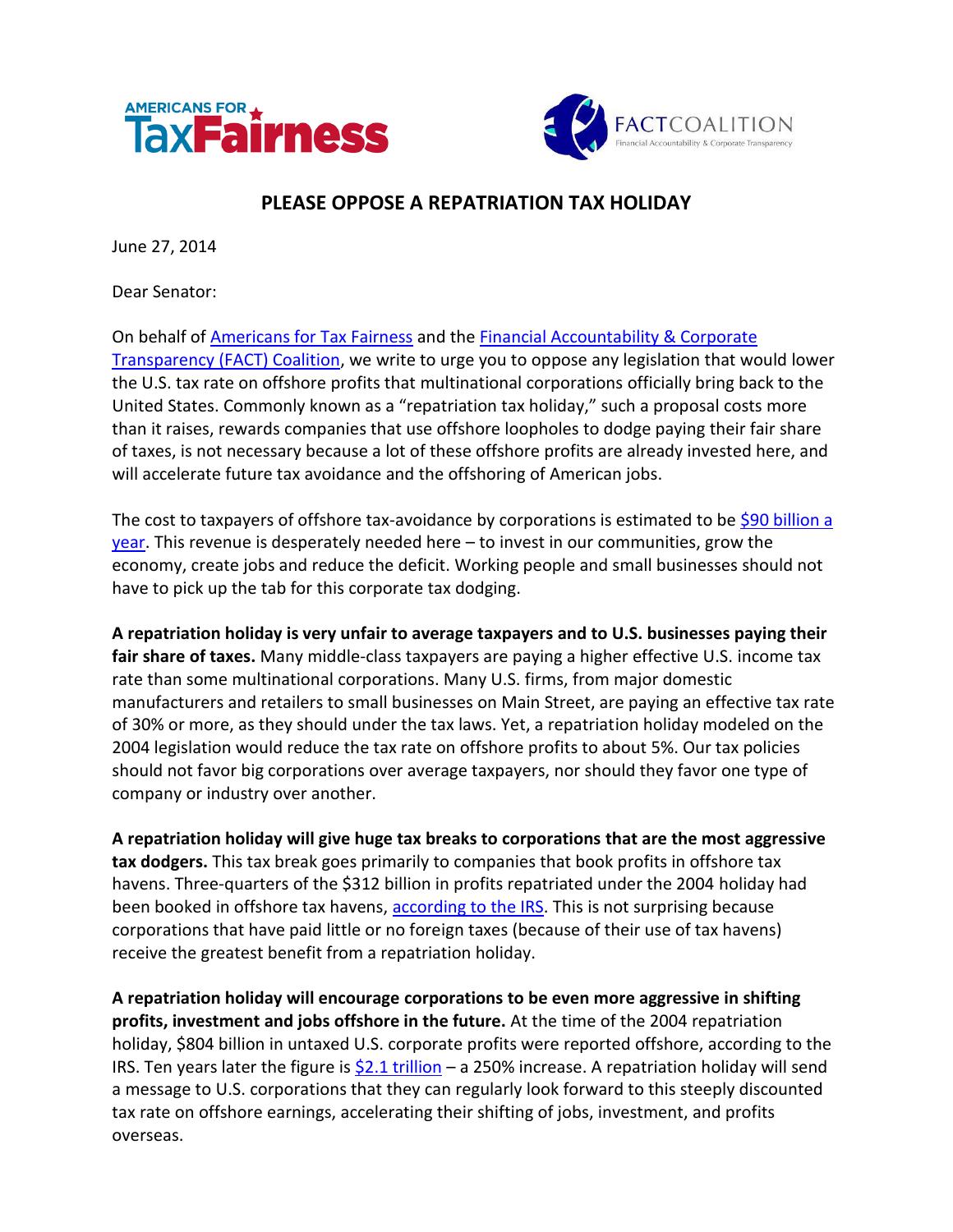AMERICANS FOR TaxFairness

FACTCOALITION
Financial Accountability & Corporate Transparency

# PLEASE OPPOSE A REPATRIATION TAX HOLIDAY

June 27, 2014

Dear Senator:

On behalf of Americans for Tax Fairness and the Financial Accountability & Corporate Transparency (FACT) Coalition, we write to urge you to oppose any legislation that would lower the U.S. tax rate on offshore profits that multinational corporations officially bring back to the United States. Commonly known as a "repatriation tax holiday," such a proposal costs more than it raises, rewards companies that use offshore loopholes to dodge paying their fair share of taxes, is not necessary because a lot of these offshore profits are already invested here, and will accelerate future tax avoidance and the offshoring of American jobs.

The cost to taxpayers of offshore tax-avoidance by corporations is estimated to be $90 billion a year. This revenue is desperately needed here – to invest in our communities, grow the economy, create jobs and reduce the deficit. Working people and small businesses should not have to pick up the tab for this corporate tax dodging.

**A repatriation holiday is very unfair to average taxpayers and to U.S. businesses paying their fair share of taxes.** Many middle-class taxpayers are paying a higher effective U.S. income tax rate than some multinational corporations. Many U.S. firms, from major domestic manufacturers and retailers to small businesses on Main Street, are paying an effective tax rate of 30% or more, as they should under the tax laws. Yet, a repatriation holiday modeled on the 2004 legislation would reduce the tax rate on offshore profits to about 5%. Our tax policies should not favor big corporations over average taxpayers, nor should they favor one type of company or industry over another.

**A repatriation holiday will give huge tax breaks to corporations that are the most aggressive tax dodgers.** This tax break goes primarily to companies that book profits in offshore tax havens. Three-quarters of the $312 billion in profits repatriated under the 2004 holiday had been booked in offshore tax havens, according to the IRS. This is not surprising because corporations that have paid little or no foreign taxes (because of their use of tax havens) receive the greatest benefit from a repatriation holiday.

**A repatriation holiday will encourage corporations to be even more aggressive in shifting profits, investment and jobs offshore in the future.** At the time of the 2004 repatriation holiday, $804 billion in untaxed U.S. corporate profits were reported offshore, according to the IRS. Ten years later the figure is $2.1 trillion – a 250% increase. A repatriation holiday will send a message to U.S. corporations that they can regularly look forward to this steeply discounted tax rate on offshore earnings, accelerating their shifting of jobs, investment, and profits overseas.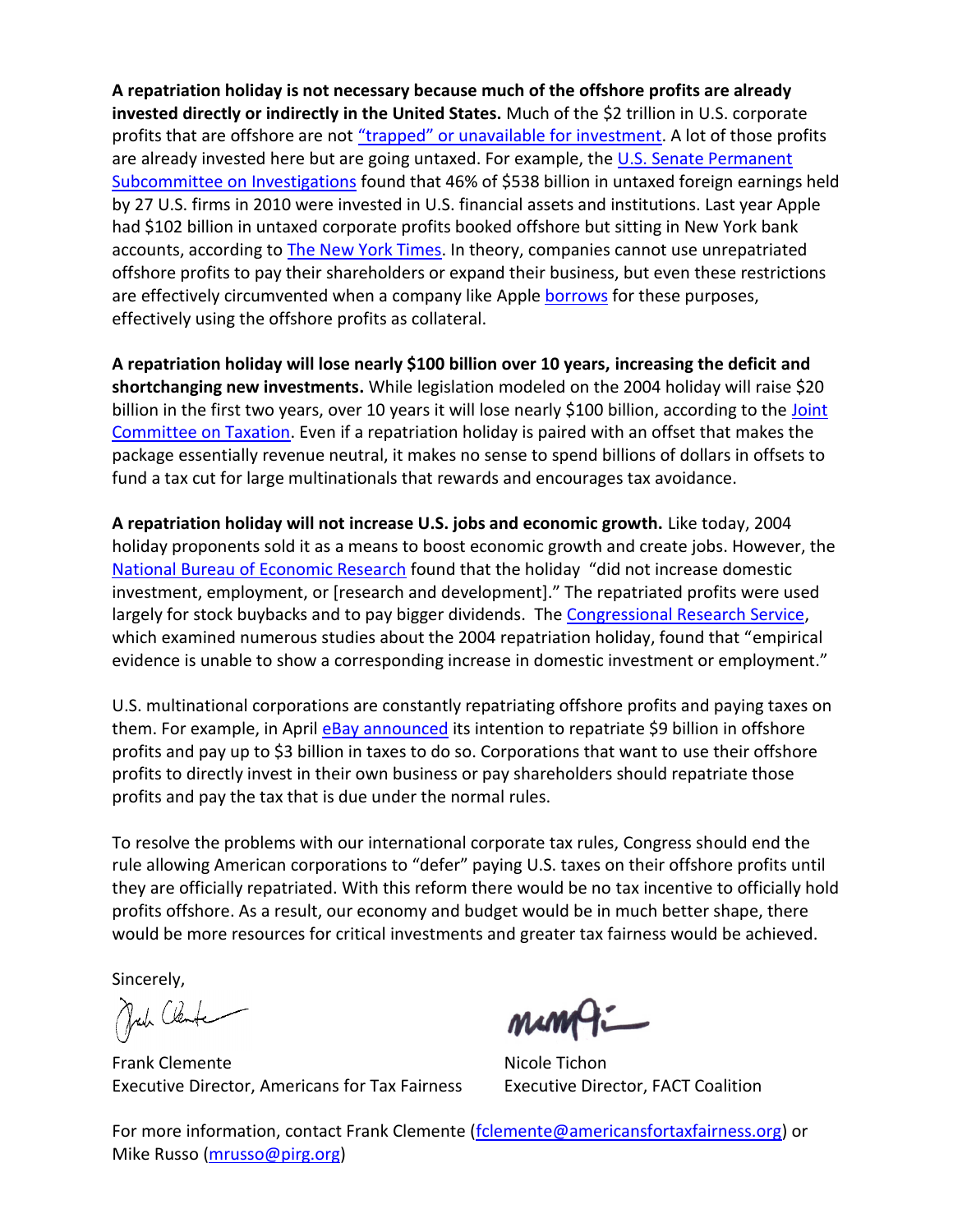**A repatriation holiday is not necessary because much of the offshore profits are already invested directly or indirectly in the United States.** Much of the $2 trillion in U.S. corporate profits that are offshore are not "trapped" or unavailable for investment. A lot of those profits are already invested here but are going untaxed. For example, the U.S. Senate Permanent Subcommittee on Investigations found that 46% of $538 billion in untaxed foreign earnings held by 27 U.S. firms in 2010 were invested in U.S. financial assets and institutions. Last year Apple had $102 billion in untaxed corporate profits booked offshore but sitting in New York bank accounts, according to The New York Times. In theory, companies cannot use unrepatriated offshore profits to pay their shareholders or expand their business, but even these restrictions are effectively circumvented when a company like Apple borrows for these purposes, effectively using the offshore profits as collateral.

**A repatriation holiday will lose nearly $100 billion over 10 years, increasing the deficit and shortchanging new investments.** While legislation modeled on the 2004 holiday will raise $20 billion in the first two years, over 10 years it will lose nearly $100 billion, according to the Joint Committee on Taxation. Even if a repatriation holiday is paired with an offset that makes the package essentially revenue neutral, it makes no sense to spend billions of dollars in offsets to fund a tax cut for large multinationals that rewards and encourages tax avoidance.

**A repatriation holiday will not increase U.S. jobs and economic growth.** Like today, 2004 holiday proponents sold it as a means to boost economic growth and create jobs. However, the National Bureau of Economic Research found that the holiday "did not increase domestic investment, employment, or [research and development]." The repatriated profits were used largely for stock buybacks and to pay bigger dividends. The Congressional Research Service, which examined numerous studies about the 2004 repatriation holiday, found that "empirical evidence is unable to show a corresponding increase in domestic investment or employment."

U.S. multinational corporations are constantly repatriating offshore profits and paying taxes on them. For example, in April eBay announced its intention to repatriate $9 billion in offshore profits and pay up to $3 billion in taxes to do so. Corporations that want to use their offshore profits to directly invest in their own business or pay shareholders should repatriate those profits and pay the tax that is due under the normal rules.

To resolve the problems with our international corporate tax rules, Congress should end the rule allowing American corporations to "defer" paying U.S. taxes on their offshore profits until they are officially repatriated. With this reform there would be no tax incentive to officially hold profits offshore. As a result, our economy and budget would be in much better shape, there would be more resources for critical investments and greater tax fairness would be achieved.

Sincerely,

Frank Clemente
Executive Director, Americans for Tax Fairness

Nicole Tichon
Executive Director, FACT Coalition

For more information, contact Frank Clemente (fclemente@americansfortaxfairness.org) or Mike Russo (mrusso@pirg.org)